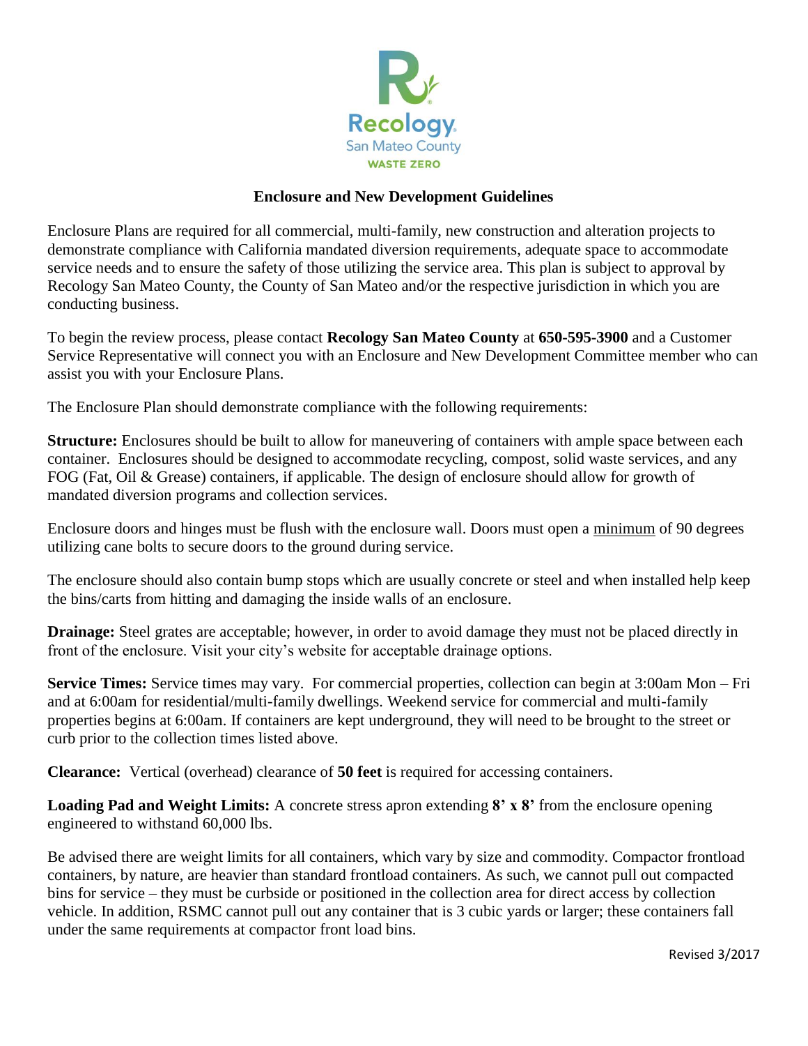Recology San Mateo County
WASTE ZERO

## Enclosure and New Development Guidelines

Enclosure Plans are required for all commercial, multi-family, new construction and alteration projects to demonstrate compliance with California mandated diversion requirements, adequate space to accommodate service needs and to ensure the safety of those utilizing the service area. This plan is subject to approval by Recology San Mateo County, the County of San Mateo and/or the respective jurisdiction in which you are conducting business.

To begin the review process, please contact **Recology San Mateo County** at **650-595-3900** and a Customer Service Representative will connect you with an Enclosure and New Development Committee member who can assist you with your Enclosure Plans.

The Enclosure Plan should demonstrate compliance with the following requirements:

**Structure:** Enclosures should be built to allow for maneuvering of containers with ample space between each container. Enclosures should be designed to accommodate recycling, compost, solid waste services, and any FOG (Fat, Oil & Grease) containers, if applicable. The design of enclosure should allow for growth of mandated diversion programs and collection services.

Enclosure doors and hinges must be flush with the enclosure wall. Doors must open a minimum of 90 degrees utilizing cane bolts to secure doors to the ground during service.

The enclosure should also contain bump stops which are usually concrete or steel and when installed help keep the bins/carts from hitting and damaging the inside walls of an enclosure.

**Drainage:** Steel grates are acceptable; however, in order to avoid damage they must not be placed directly in front of the enclosure. Visit your city's website for acceptable drainage options.

**Service Times:** Service times may vary. For commercial properties, collection can begin at 3:00am Mon – Fri and at 6:00am for residential/multi-family dwellings. Weekend service for commercial and multi-family properties begins at 6:00am. If containers are kept underground, they will need to be brought to the street or curb prior to the collection times listed above.

**Clearance:** Vertical (overhead) clearance of **50 feet** is required for accessing containers.

**Loading Pad and Weight Limits:** A concrete stress apron extending **8' x 8'** from the enclosure opening engineered to withstand 60,000 lbs.

Be advised there are weight limits for all containers, which vary by size and commodity. Compactor frontload containers, by nature, are heavier than standard frontload containers. As such, we cannot pull out compacted bins for service – they must be curbside or positioned in the collection area for direct access by collection vehicle. In addition, RSMC cannot pull out any container that is 3 cubic yards or larger; these containers fall under the same requirements at compactor front load bins.

Revised 3/2017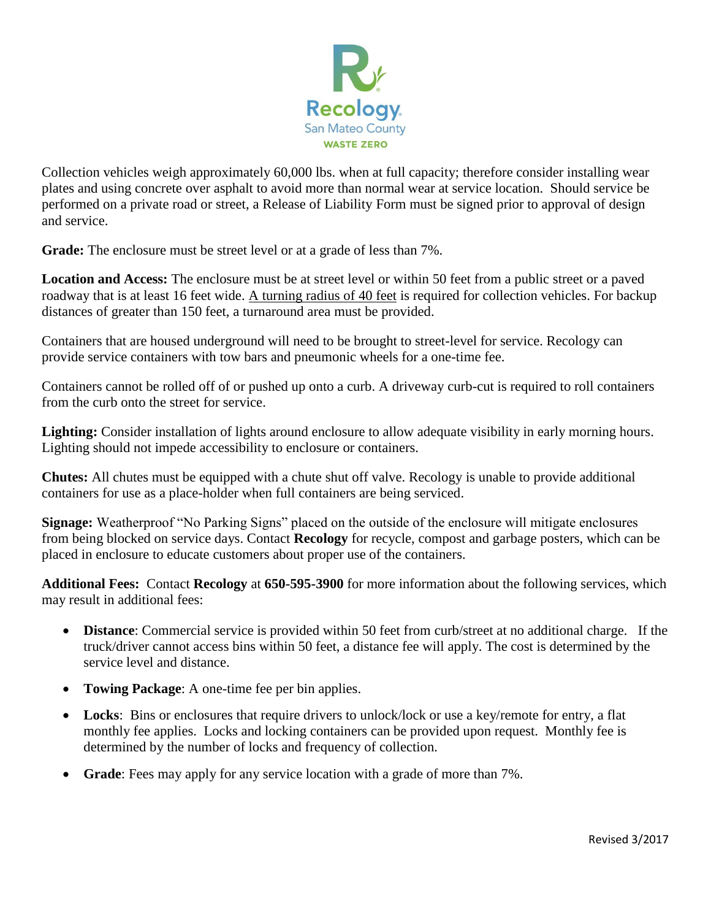Recology
San Mateo County
WASTE ZERO

Collection vehicles weigh approximately 60,000 lbs. when at full capacity; therefore consider installing wear plates and using concrete over asphalt to avoid more than normal wear at service location. Should service be performed on a private road or street, a Release of Liability Form must be signed prior to approval of design and service.

**Grade:** The enclosure must be street level or at a grade of less than 7%.

**Location and Access:** The enclosure must be at street level or within 50 feet from a public street or a paved roadway that is at least 16 feet wide. <u>A turning radius of 40 feet</u> is required for collection vehicles. For backup distances of greater than 150 feet, a turnaround area must be provided.

Containers that are housed underground will need to be brought to street-level for service. Recology can provide service containers with tow bars and pneumonic wheels for a one-time fee.

Containers cannot be rolled off of or pushed up onto a curb. A driveway curb-cut is required to roll containers from the curb onto the street for service.

**Lighting:** Consider installation of lights around enclosure to allow adequate visibility in early morning hours. Lighting should not impede accessibility to enclosure or containers.

**Chutes:** All chutes must be equipped with a chute shut off valve. Recology is unable to provide additional containers for use as a place-holder when full containers are being serviced.

**Signage:** Weatherproof "No Parking Signs" placed on the outside of the enclosure will mitigate enclosures from being blocked on service days. Contact **Recology** for recycle, compost and garbage posters, which can be placed in enclosure to educate customers about proper use of the containers.

**Additional Fees:** Contact **Recology** at **650-595-3900** for more information about the following services, which may result in additional fees:

- **Distance**: Commercial service is provided within 50 feet from curb/street at no additional charge. If the truck/driver cannot access bins within 50 feet, a distance fee will apply. The cost is determined by the service level and distance.
- **Towing Package**: A one-time fee per bin applies.
- **Locks**: Bins or enclosures that require drivers to unlock/lock or use a key/remote for entry, a flat monthly fee applies. Locks and locking containers can be provided upon request. Monthly fee is determined by the number of locks and frequency of collection.
- **Grade**: Fees may apply for any service location with a grade of more than 7%.

Revised 3/2017